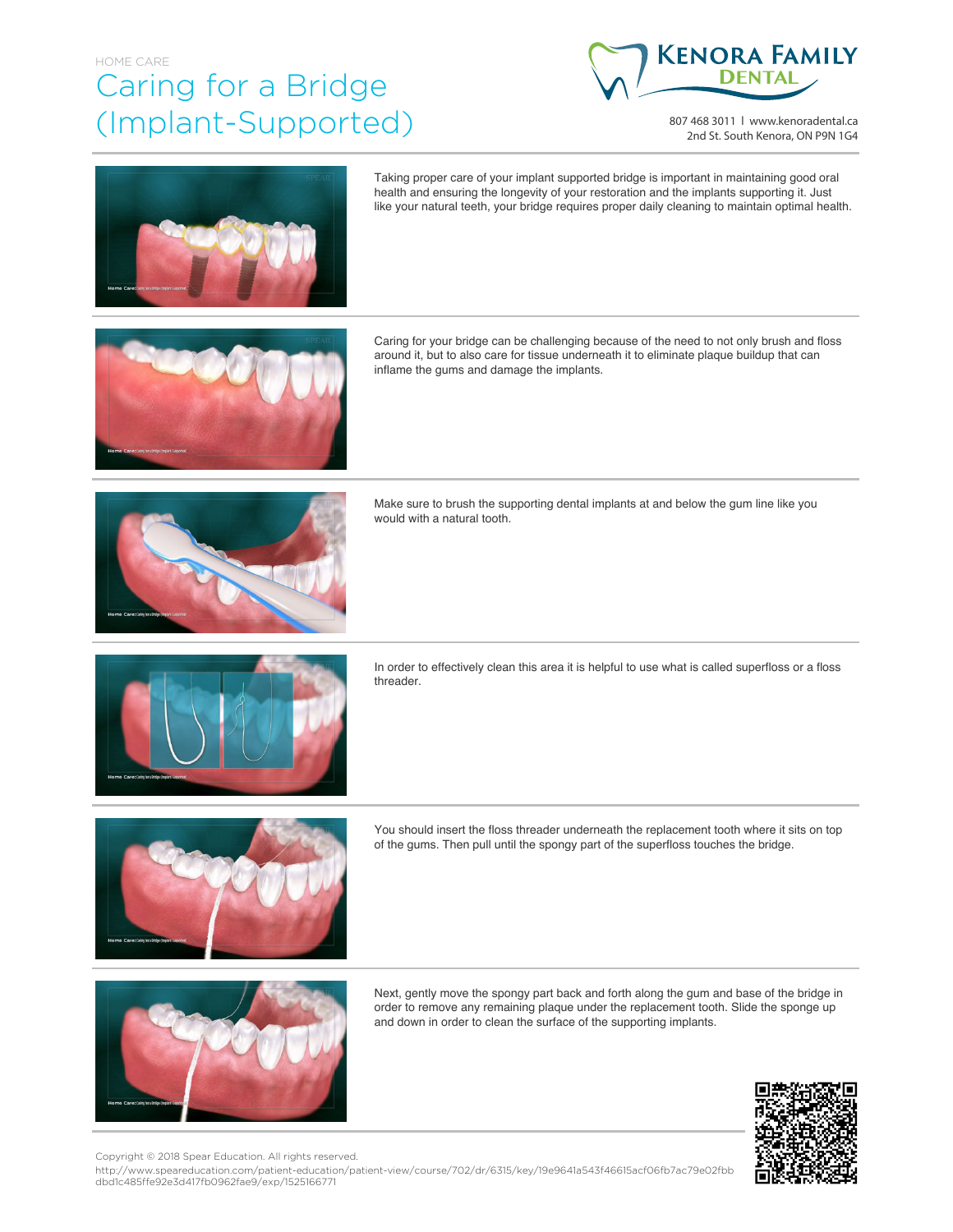HOME CARE

# Caring for a Bridge (Implant-Supported)

**Kenora Family Dental**

807 468 3011 | www.kenoradental.ca
2nd St. South Kenora, ON P9N 1G4

Taking proper care of your implant supported bridge is important in maintaining good oral health and ensuring the longevity of your restoration and the implants supporting it. Just like your natural teeth, your bridge requires proper daily cleaning to maintain optimal health.

Caring for your bridge can be challenging because of the need to not only brush and floss around it, but to also care for tissue underneath it to eliminate plaque buildup that can inflame the gums and damage the implants.

Make sure to brush the supporting dental implants at and below the gum line like you would with a natural tooth.

In order to effectively clean this area it is helpful to use what is called superfloss or a floss threader.

You should insert the floss threader underneath the replacement tooth where it sits on top of the gums. Then pull until the spongy part of the superfloss touches the bridge.

Next, gently move the spongy part back and forth along the gum and base of the bridge in order to remove any remaining plaque under the replacement tooth. Slide the sponge up and down in order to clean the surface of the supporting implants.

Copyright © 2018 Spear Education. All rights reserved.
http://www.speareducation.com/patient-education/patient-view/course/702/dr/6315/key/19e9641a543f46615acf06fb7ac79e02fbbdbd1c485ffe92e3d417fb0962fae9/exp/1525166771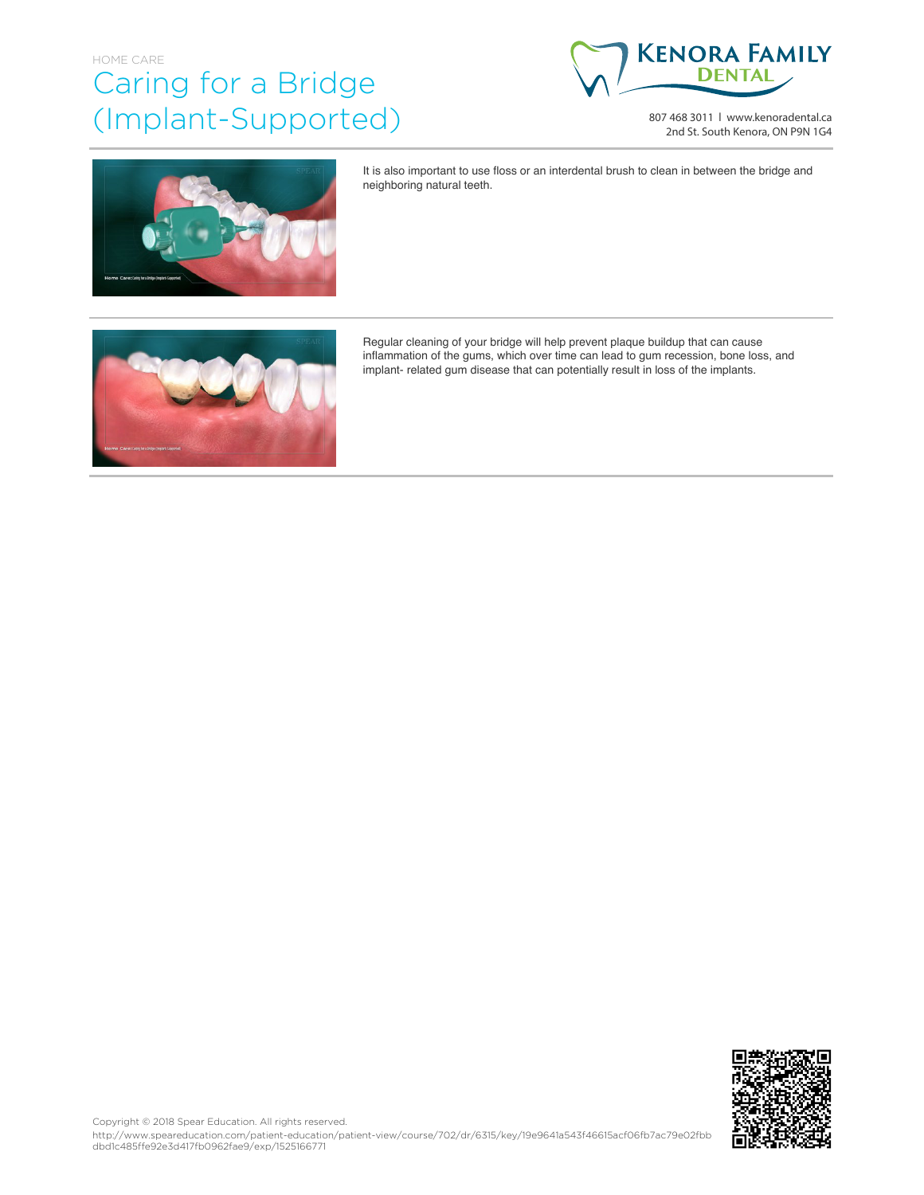HOME CARE

# Caring for a Bridge (Implant-Supported)

**KENORA FAMILY DENTAL**

807 468 3011 | www.kenoradental.ca
2nd St. South Kenora, ON P9N 1G4

It is also important to use floss or an interdental brush to clean in between the bridge and neighboring natural teeth.

Regular cleaning of your bridge will help prevent plaque buildup that can cause inflammation of the gums, which over time can lead to gum recession, bone loss, and implant- related gum disease that can potentially result in loss of the implants.

Copyright © 2018 Spear Education. All rights reserved.
http://www.speareducation.com/patient-education/patient-view/course/702/dr/6315/key/19e9641a543f46615acf06fb7ac79e02fbbdbd1c485ffe92e3d417fb0962fae9/exp/1525166771